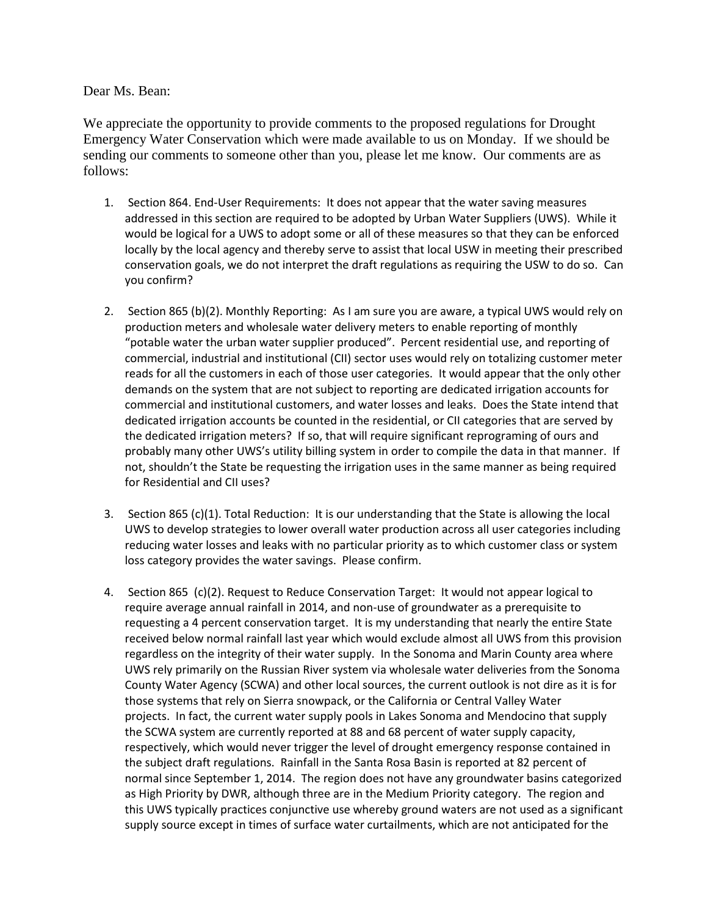Dear Ms. Bean:

We appreciate the opportunity to provide comments to the proposed regulations for Drought Emergency Water Conservation which were made available to us on Monday. If we should be sending our comments to someone other than you, please let me know. Our comments are as follows:

1. Section 864. End-User Requirements: It does not appear that the water saving measures addressed in this section are required to be adopted by Urban Water Suppliers (UWS). While it would be logical for a UWS to adopt some or all of these measures so that they can be enforced locally by the local agency and thereby serve to assist that local USW in meeting their prescribed conservation goals, we do not interpret the draft regulations as requiring the USW to do so. Can you confirm?

2. Section 865 (b)(2). Monthly Reporting: As I am sure you are aware, a typical UWS would rely on production meters and wholesale water delivery meters to enable reporting of monthly "potable water the urban water supplier produced". Percent residential use, and reporting of commercial, industrial and institutional (CII) sector uses would rely on totalizing customer meter reads for all the customers in each of those user categories. It would appear that the only other demands on the system that are not subject to reporting are dedicated irrigation accounts for commercial and institutional customers, and water losses and leaks. Does the State intend that dedicated irrigation accounts be counted in the residential, or CII categories that are served by the dedicated irrigation meters? If so, that will require significant reprograming of ours and probably many other UWS's utility billing system in order to compile the data in that manner. If not, shouldn't the State be requesting the irrigation uses in the same manner as being required for Residential and CII uses?

3. Section 865 (c)(1). Total Reduction: It is our understanding that the State is allowing the local UWS to develop strategies to lower overall water production across all user categories including reducing water losses and leaks with no particular priority as to which customer class or system loss category provides the water savings. Please confirm.

4. Section 865 (c)(2). Request to Reduce Conservation Target: It would not appear logical to require average annual rainfall in 2014, and non-use of groundwater as a prerequisite to requesting a 4 percent conservation target. It is my understanding that nearly the entire State received below normal rainfall last year which would exclude almost all UWS from this provision regardless on the integrity of their water supply. In the Sonoma and Marin County area where UWS rely primarily on the Russian River system via wholesale water deliveries from the Sonoma County Water Agency (SCWA) and other local sources, the current outlook is not dire as it is for those systems that rely on Sierra snowpack, or the California or Central Valley Water projects. In fact, the current water supply pools in Lakes Sonoma and Mendocino that supply the SCWA system are currently reported at 88 and 68 percent of water supply capacity, respectively, which would never trigger the level of drought emergency response contained in the subject draft regulations. Rainfall in the Santa Rosa Basin is reported at 82 percent of normal since September 1, 2014. The region does not have any groundwater basins categorized as High Priority by DWR, although three are in the Medium Priority category. The region and this UWS typically practices conjunctive use whereby ground waters are not used as a significant supply source except in times of surface water curtailments, which are not anticipated for the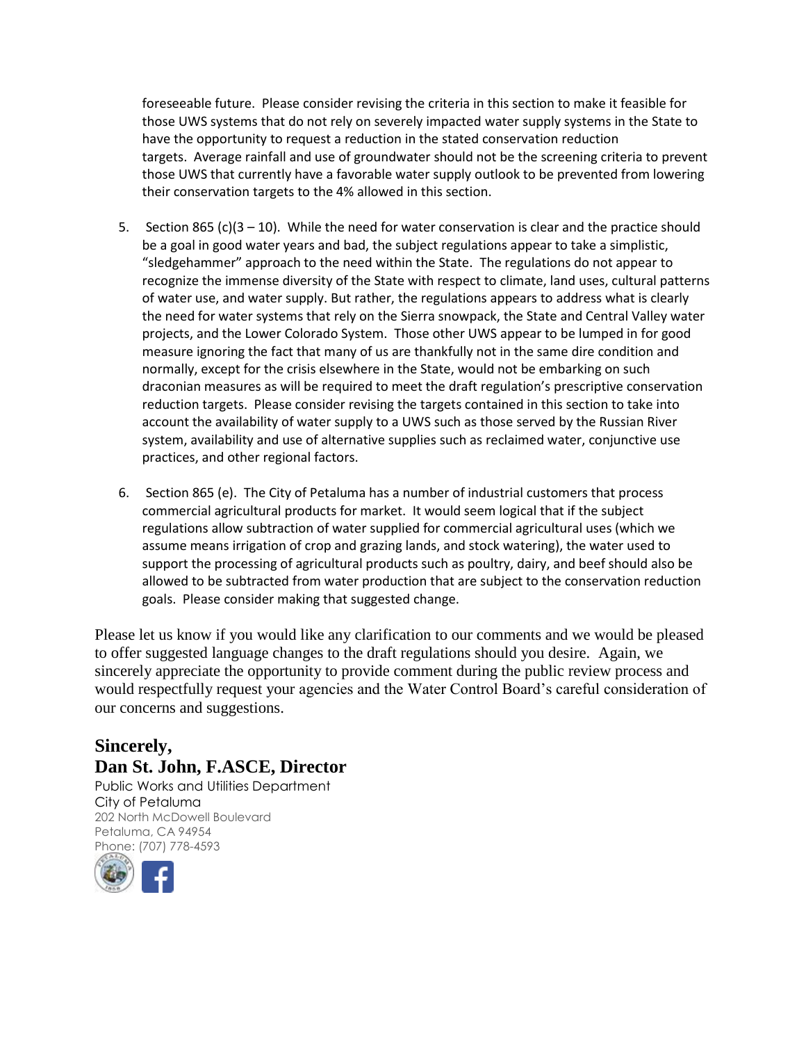foreseeable future. Please consider revising the criteria in this section to make it feasible for those UWS systems that do not rely on severely impacted water supply systems in the State to have the opportunity to request a reduction in the stated conservation reduction targets. Average rainfall and use of groundwater should not be the screening criteria to prevent those UWS that currently have a favorable water supply outlook to be prevented from lowering their conservation targets to the 4% allowed in this section.

5. Section 865 (c)(3 – 10). While the need for water conservation is clear and the practice should be a goal in good water years and bad, the subject regulations appear to take a simplistic, "sledgehammer" approach to the need within the State. The regulations do not appear to recognize the immense diversity of the State with respect to climate, land uses, cultural patterns of water use, and water supply. But rather, the regulations appears to address what is clearly the need for water systems that rely on the Sierra snowpack, the State and Central Valley water projects, and the Lower Colorado System. Those other UWS appear to be lumped in for good measure ignoring the fact that many of us are thankfully not in the same dire condition and normally, except for the crisis elsewhere in the State, would not be embarking on such draconian measures as will be required to meet the draft regulation's prescriptive conservation reduction targets. Please consider revising the targets contained in this section to take into account the availability of water supply to a UWS such as those served by the Russian River system, availability and use of alternative supplies such as reclaimed water, conjunctive use practices, and other regional factors.

6. Section 865 (e). The City of Petaluma has a number of industrial customers that process commercial agricultural products for market. It would seem logical that if the subject regulations allow subtraction of water supplied for commercial agricultural uses (which we assume means irrigation of crop and grazing lands, and stock watering), the water used to support the processing of agricultural products such as poultry, dairy, and beef should also be allowed to be subtracted from water production that are subject to the conservation reduction goals. Please consider making that suggested change.

Please let us know if you would like any clarification to our comments and we would be pleased to offer suggested language changes to the draft regulations should you desire. Again, we sincerely appreciate the opportunity to provide comment during the public review process and would respectfully request your agencies and the Water Control Board's careful consideration of our concerns and suggestions.

**Sincerely,**
**Dan St. John, F.ASCE, Director**
Public Works and Utilities Department
City of Petaluma
202 North McDowell Boulevard
Petaluma, CA 94954
Phone: (707) 778-4593